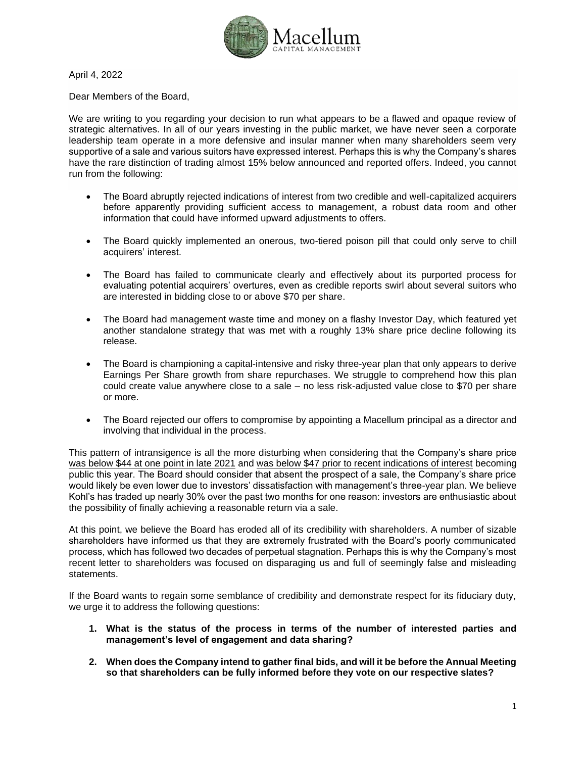April 4, 2022

Dear Members of the Board,

We are writing to you regarding your decision to run what appears to be a flawed and opaque review of strategic alternatives. In all of our years investing in the public market, we have never seen a corporate leadership team operate in a more defensive and insular manner when many shareholders seem very supportive of a sale and various suitors have expressed interest. Perhaps this is why the Company's shares have the rare distinction of trading almost 15% below announced and reported offers. Indeed, you cannot run from the following:

- The Board abruptly rejected indications of interest from two credible and well-capitalized acquirers before apparently providing sufficient access to management, a robust data room and other information that could have informed upward adjustments to offers.
- The Board quickly implemented an onerous, two-tiered poison pill that could only serve to chill acquirers' interest.
- The Board has failed to communicate clearly and effectively about its purported process for evaluating potential acquirers' overtures, even as credible reports swirl about several suitors who are interested in bidding close to or above $70 per share.
- The Board had management waste time and money on a flashy Investor Day, which featured yet another standalone strategy that was met with a roughly 13% share price decline following its release.
- The Board is championing a capital-intensive and risky three-year plan that only appears to derive Earnings Per Share growth from share repurchases. We struggle to comprehend how this plan could create value anywhere close to a sale – no less risk-adjusted value close to $70 per share or more.
- The Board rejected our offers to compromise by appointing a Macellum principal as a director and involving that individual in the process.

This pattern of intransigence is all the more disturbing when considering that the Company's share price was below $44 at one point in late 2021 and was below $47 prior to recent indications of interest becoming public this year. The Board should consider that absent the prospect of a sale, the Company's share price would likely be even lower due to investors' dissatisfaction with management's three-year plan. We believe Kohl's has traded up nearly 30% over the past two months for one reason: investors are enthusiastic about the possibility of finally achieving a reasonable return via a sale.

At this point, we believe the Board has eroded all of its credibility with shareholders. A number of sizable shareholders have informed us that they are extremely frustrated with the Board's poorly communicated process, which has followed two decades of perpetual stagnation. Perhaps this is why the Company's most recent letter to shareholders was focused on disparaging us and full of seemingly false and misleading statements.

If the Board wants to regain some semblance of credibility and demonstrate respect for its fiduciary duty, we urge it to address the following questions:

1. **What is the status of the process in terms of the number of interested parties and management's level of engagement and data sharing?**
2. **When does the Company intend to gather final bids, and will it be before the Annual Meeting so that shareholders can be fully informed before they vote on our respective slates?**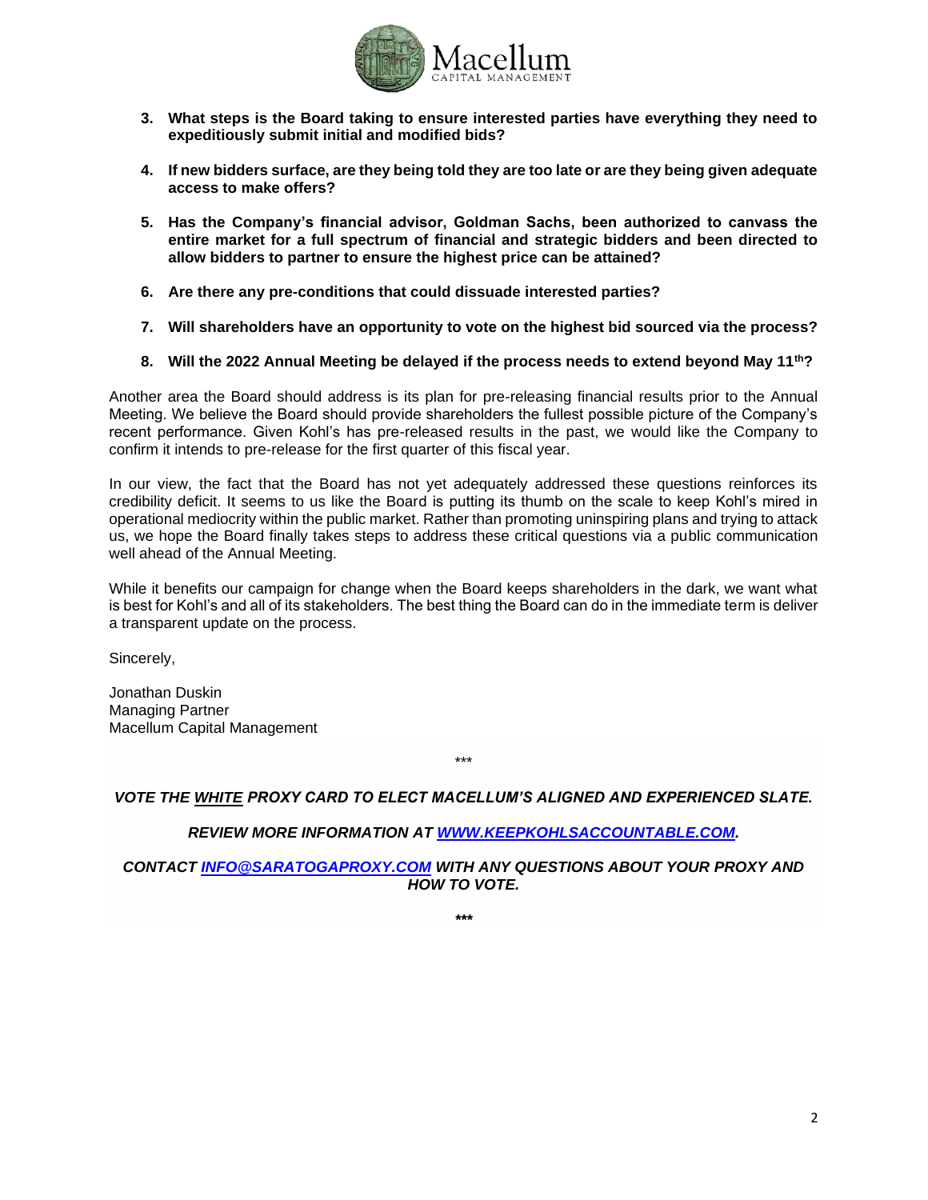3. **What steps is the Board taking to ensure interested parties have everything they need to expeditiously submit initial and modified bids?**

4. **If new bidders surface, are they being told they are too late or are they being given adequate access to make offers?**

5. **Has the Company's financial advisor, Goldman Sachs, been authorized to canvass the entire market for a full spectrum of financial and strategic bidders and been directed to allow bidders to partner to ensure the highest price can be attained?**

6. **Are there any pre-conditions that could dissuade interested parties?**

7. **Will shareholders have an opportunity to vote on the highest bid sourced via the process?**

8. **Will the 2022 Annual Meeting be delayed if the process needs to extend beyond May 11th?**

Another area the Board should address is its plan for pre-releasing financial results prior to the Annual Meeting. We believe the Board should provide shareholders the fullest possible picture of the Company's recent performance. Given Kohl's has pre-released results in the past, we would like the Company to confirm it intends to pre-release for the first quarter of this fiscal year.

In our view, the fact that the Board has not yet adequately addressed these questions reinforces its credibility deficit. It seems to us like the Board is putting its thumb on the scale to keep Kohl's mired in operational mediocrity within the public market. Rather than promoting uninspiring plans and trying to attack us, we hope the Board finally takes steps to address these critical questions via a public communication well ahead of the Annual Meeting.

While it benefits our campaign for change when the Board keeps shareholders in the dark, we want what is best for Kohl's and all of its stakeholders. The best thing the Board can do in the immediate term is deliver a transparent update on the process.

Sincerely,

Jonathan Duskin
Managing Partner
Macellum Capital Management

\*\*\*

***VOTE THE WHITE PROXY CARD TO ELECT MACELLUM'S ALIGNED AND EXPERIENCED SLATE.***

***REVIEW MORE INFORMATION AT [WWW.KEEPKOHLSACCOUNTABLE.COM](http://www.keepkohlsaccountable.com).***

***CONTACT [INFO@SARATOGAPROXY.COM](mailto:info@saratogaproxy.com) WITH ANY QUESTIONS ABOUT YOUR PROXY AND HOW TO VOTE.***

**\*\*\***